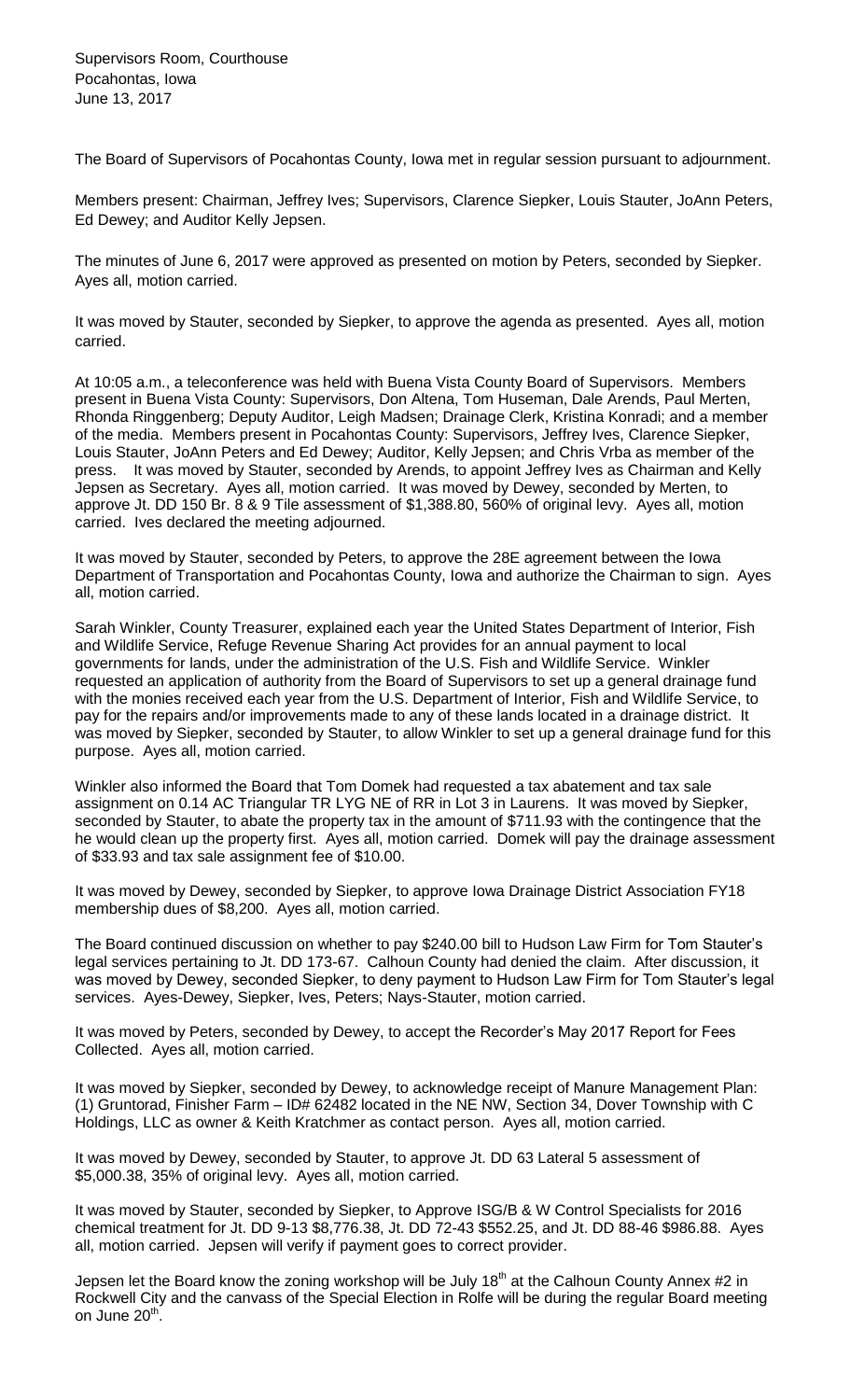Supervisors Room, Courthouse
Pocahontas, Iowa
June 13, 2017

The Board of Supervisors of Pocahontas County, Iowa met in regular session pursuant to adjournment.

Members present: Chairman, Jeffrey Ives; Supervisors, Clarence Siepker, Louis Stauter, JoAnn Peters, Ed Dewey; and Auditor Kelly Jepsen.

The minutes of June 6, 2017 were approved as presented on motion by Peters, seconded by Siepker. Ayes all, motion carried.

It was moved by Stauter, seconded by Siepker, to approve the agenda as presented. Ayes all, motion carried.

At 10:05 a.m., a teleconference was held with Buena Vista County Board of Supervisors. Members present in Buena Vista County: Supervisors, Don Altena, Tom Huseman, Dale Arends, Paul Merten, Rhonda Ringgenberg; Deputy Auditor, Leigh Madsen; Drainage Clerk, Kristina Konradi; and a member of the media. Members present in Pocahontas County: Supervisors, Jeffrey Ives, Clarence Siepker, Louis Stauter, JoAnn Peters and Ed Dewey; Auditor, Kelly Jepsen; and Chris Vrba as member of the press. It was moved by Stauter, seconded by Arends, to appoint Jeffrey Ives as Chairman and Kelly Jepsen as Secretary. Ayes all, motion carried. It was moved by Dewey, seconded by Merten, to approve Jt. DD 150 Br. 8 & 9 Tile assessment of $1,388.80, 560% of original levy. Ayes all, motion carried. Ives declared the meeting adjourned.

It was moved by Stauter, seconded by Peters, to approve the 28E agreement between the Iowa Department of Transportation and Pocahontas County, Iowa and authorize the Chairman to sign. Ayes all, motion carried.

Sarah Winkler, County Treasurer, explained each year the United States Department of Interior, Fish and Wildlife Service, Refuge Revenue Sharing Act provides for an annual payment to local governments for lands, under the administration of the U.S. Fish and Wildlife Service. Winkler requested an application of authority from the Board of Supervisors to set up a general drainage fund with the monies received each year from the U.S. Department of Interior, Fish and Wildlife Service, to pay for the repairs and/or improvements made to any of these lands located in a drainage district. It was moved by Siepker, seconded by Stauter, to allow Winkler to set up a general drainage fund for this purpose. Ayes all, motion carried.

Winkler also informed the Board that Tom Domek had requested a tax abatement and tax sale assignment on 0.14 AC Triangular TR LYG NE of RR in Lot 3 in Laurens. It was moved by Siepker, seconded by Stauter, to abate the property tax in the amount of $711.93 with the contingence that the he would clean up the property first. Ayes all, motion carried. Domek will pay the drainage assessment of $33.93 and tax sale assignment fee of $10.00.

It was moved by Dewey, seconded by Siepker, to approve Iowa Drainage District Association FY18 membership dues of $8,200. Ayes all, motion carried.

The Board continued discussion on whether to pay $240.00 bill to Hudson Law Firm for Tom Stauter's legal services pertaining to Jt. DD 173-67. Calhoun County had denied the claim. After discussion, it was moved by Dewey, seconded Siepker, to deny payment to Hudson Law Firm for Tom Stauter's legal services. Ayes-Dewey, Siepker, Ives, Peters; Nays-Stauter, motion carried.

It was moved by Peters, seconded by Dewey, to accept the Recorder's May 2017 Report for Fees Collected. Ayes all, motion carried.

It was moved by Siepker, seconded by Dewey, to acknowledge receipt of Manure Management Plan: (1) Gruntorad, Finisher Farm – ID# 62482 located in the NE NW, Section 34, Dover Township with C Holdings, LLC as owner & Keith Kratchmer as contact person. Ayes all, motion carried.

It was moved by Dewey, seconded by Stauter, to approve Jt. DD 63 Lateral 5 assessment of $5,000.38, 35% of original levy. Ayes all, motion carried.

It was moved by Stauter, seconded by Siepker, to Approve ISG/B & W Control Specialists for 2016 chemical treatment for Jt. DD 9-13 $8,776.38, Jt. DD 72-43 $552.25, and Jt. DD 88-46 $986.88. Ayes all, motion carried. Jepsen will verify if payment goes to correct provider.

Jepsen let the Board know the zoning workshop will be July 18th at the Calhoun County Annex #2 in Rockwell City and the canvass of the Special Election in Rolfe will be during the regular Board meeting on June 20th.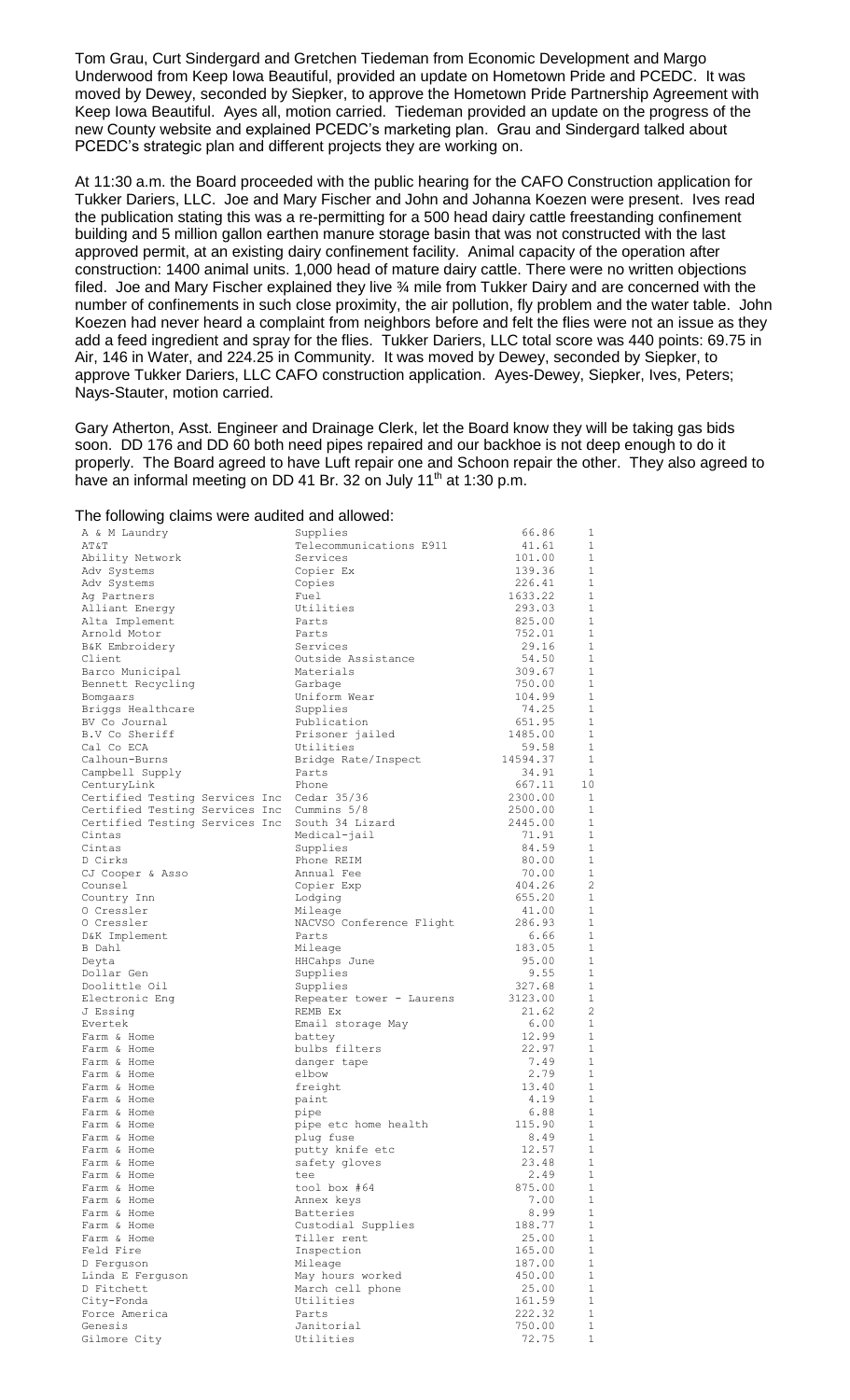Tom Grau, Curt Sindergard and Gretchen Tiedeman from Economic Development and Margo Underwood from Keep Iowa Beautiful, provided an update on Hometown Pride and PCEDC. It was moved by Dewey, seconded by Siepker, to approve the Hometown Pride Partnership Agreement with Keep Iowa Beautiful. Ayes all, motion carried. Tiedeman provided an update on the progress of the new County website and explained PCEDC's marketing plan. Grau and Sindergard talked about PCEDC's strategic plan and different projects they are working on.

At 11:30 a.m. the Board proceeded with the public hearing for the CAFO Construction application for Tukker Dariers, LLC. Joe and Mary Fischer and John and Johanna Koezen were present. Ives read the publication stating this was a re-permitting for a 500 head dairy cattle freestanding confinement building and 5 million gallon earthen manure storage basin that was not constructed with the last approved permit, at an existing dairy confinement facility. Animal capacity of the operation after construction: 1400 animal units. 1,000 head of mature dairy cattle. There were no written objections filed. Joe and Mary Fischer explained they live ¾ mile from Tukker Dairy and are concerned with the number of confinements in such close proximity, the air pollution, fly problem and the water table. John Koezen had never heard a complaint from neighbors before and felt the flies were not an issue as they add a feed ingredient and spray for the flies. Tukker Dariers, LLC total score was 440 points: 69.75 in Air, 146 in Water, and 224.25 in Community. It was moved by Dewey, seconded by Siepker, to approve Tukker Dariers, LLC CAFO construction application. Ayes-Dewey, Siepker, Ives, Peters; Nays-Stauter, motion carried.

Gary Atherton, Asst. Engineer and Drainage Clerk, let the Board know they will be taking gas bids soon. DD 176 and DD 60 both need pipes repaired and our backhoe is not deep enough to do it properly. The Board agreed to have Luft repair one and Schoon repair the other. They also agreed to have an informal meeting on DD 41 Br. 32 on July 11th at 1:30 p.m.

The following claims were audited and allowed:

| | | | |
|---|---|---|---|
| A & M Laundry | Supplies | 66.86 | 1 |
| AT&T | Telecommunications E911 | 41.61 | 1 |
| Ability Network | Services | 101.00 | 1 |
| Adv Systems | Copier Ex | 139.36 | 1 |
| Adv Systems | Copies | 226.41 | 1 |
| Ag Partners | Fuel | 1633.22 | 1 |
| Alliant Energy | Utilities | 293.03 | 1 |
| Alta Implement | Parts | 825.00 | 1 |
| Arnold Motor | Parts | 752.01 | 1 |
| B&K Embroidery | Services | 29.16 | 1 |
| Client | Outside Assistance | 54.50 | 1 |
| Barco Municipal | Materials | 309.67 | 1 |
| Bennett Recycling | Garbage | 750.00 | 1 |
| Bomgaars | Uniform Wear | 104.99 | 1 |
| Briggs Healthcare | Supplies | 74.25 | 1 |
| BV Co Journal | Publication | 651.95 | 1 |
| B.V Co Sheriff | Prisoner jailed | 1485.00 | 1 |
| Cal Co ECA | Utilities | 59.58 | 1 |
| Calhoun-Burns | Bridge Rate/Inspect | 14594.37 | 1 |
| Campbell Supply | Parts | 34.91 | 1 |
| CenturyLink | Phone | 667.11 | 10 |
| Certified Testing Services Inc | Cedar 35/36 | 2300.00 | 1 |
| Certified Testing Services Inc | Cummins 5/8 | 2500.00 | 1 |
| Certified Testing Services Inc | South 34 Lizard | 2445.00 | 1 |
| Cintas | Medical-jail | 71.91 | 1 |
| Cintas | Supplies | 84.59 | 1 |
| D Cirks | Phone REIM | 80.00 | 1 |
| CJ Cooper & Asso | Annual Fee | 70.00 | 1 |
| Counsel | Copier Exp | 404.26 | 2 |
| Country Inn | Lodging | 655.20 | 1 |
| O Cressler | Mileage | 41.00 | 1 |
| O Cressler | NACVSO Conference Flight | 286.93 | 1 |
| D&K Implement | Parts | 6.66 | 1 |
| B Dahl | Mileage | 183.05 | 1 |
| Deyta | HHCahps June | 95.00 | 1 |
| Dollar Gen | Supplies | 9.55 | 1 |
| Doolittle Oil | Supplies | 327.68 | 1 |
| Electronic Eng | Repeater tower - Laurens | 3123.00 | 1 |
| J Essing | REMB Ex | 21.62 | 2 |
| Evertek | Email storage May | 6.00 | 1 |
| Farm & Home | battey | 12.99 | 1 |
| Farm & Home | bulbs filters | 22.97 | 1 |
| Farm & Home | danger tape | 7.49 | 1 |
| Farm & Home | elbow | 2.79 | 1 |
| Farm & Home | freight | 13.40 | 1 |
| Farm & Home | paint | 4.19 | 1 |
| Farm & Home | pipe | 6.88 | 1 |
| Farm & Home | pipe etc home health | 115.90 | 1 |
| Farm & Home | plug fuse | 8.49 | 1 |
| Farm & Home | putty knife etc | 12.57 | 1 |
| Farm & Home | safety gloves | 23.48 | 1 |
| Farm & Home | tee | 2.49 | 1 |
| Farm & Home | tool box #64 | 875.00 | 1 |
| Farm & Home | Annex keys | 7.00 | 1 |
| Farm & Home | Batteries | 8.99 | 1 |
| Farm & Home | Custodial Supplies | 188.77 | 1 |
| Farm & Home | Tiller rent | 25.00 | 1 |
| Feld Fire | Inspection | 165.00 | 1 |
| D Ferguson | Mileage | 187.00 | 1 |
| Linda E Ferguson | May hours worked | 450.00 | 1 |
| D Fitchett | March cell phone | 25.00 | 1 |
| City-Fonda | Utilities | 161.59 | 1 |
| Force America | Parts | 222.32 | 1 |
| Genesis | Janitorial | 750.00 | 1 |
| Gilmore City | Utilities | 72.75 | 1 |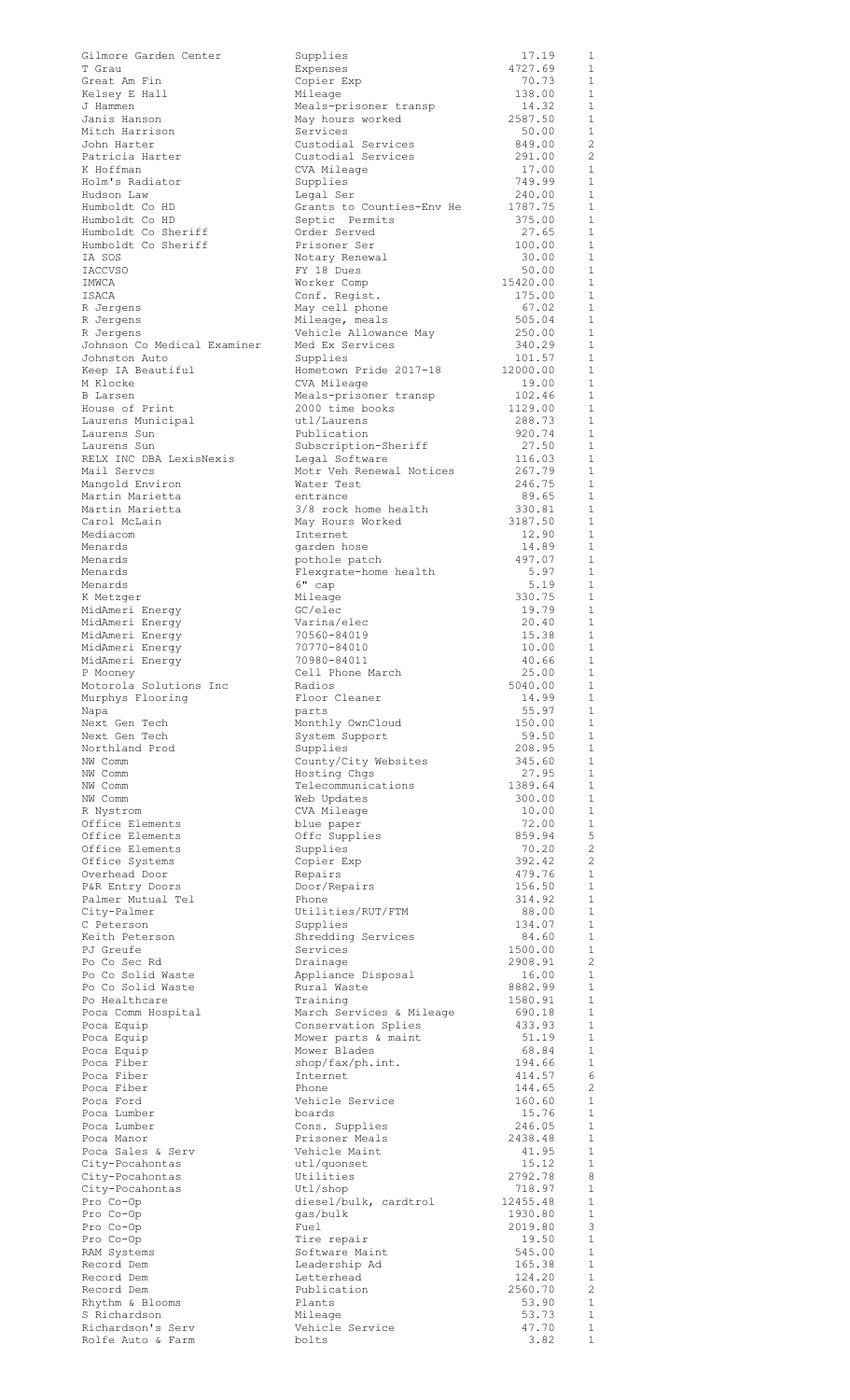| | | | |
|---|---|---|---|
| Gilmore Garden Center | Supplies | 17.19 | 1 |
| T Grau | Expenses | 4727.69 | 1 |
| Great Am Fin | Copier Exp | 70.73 | 1 |
| Kelsey E Hall | Mileage | 138.00 | 1 |
| J Hammen | Meals-prisoner transp | 14.32 | 1 |
| Janis Hanson | May hours worked | 2587.50 | 1 |
| Mitch Harrison | Services | 50.00 | 1 |
| John Harter | Custodial Services | 849.00 | 2 |
| Patricia Harter | Custodial Services | 291.00 | 2 |
| K Hoffman | CVA Mileage | 17.00 | 1 |
| Holm's Radiator | Supplies | 749.99 | 1 |
| Hudson Law | Legal Ser | 240.00 | 1 |
| Humboldt Co HD | Grants to Counties-Env He | 1787.75 | 1 |
| Humboldt Co HD | Septic Permits | 375.00 | 1 |
| Humboldt Co Sheriff | Order Served | 27.65 | 1 |
| Humboldt Co Sheriff | Prisoner Ser | 100.00 | 1 |
| IA SOS | Notary Renewal | 30.00 | 1 |
| IACCVSO | FY 18 Dues | 50.00 | 1 |
| IMWCA | Worker Comp | 15420.00 | 1 |
| ISACA | Conf. Regist. | 175.00 | 1 |
| R Jergens | May cell phone | 67.02 | 1 |
| R Jergens | Mileage, meals | 505.04 | 1 |
| R Jergens | Vehicle Allowance May | 250.00 | 1 |
| Johnson Co Medical Examiner | Med Ex Services | 340.29 | 1 |
| Johnston Auto | Supplies | 101.57 | 1 |
| Keep IA Beautiful | Hometown Pride 2017-18 | 12000.00 | 1 |
| M Klocke | CVA Mileage | 19.00 | 1 |
| B Larsen | Meals-prisoner transp | 102.46 | 1 |
| House of Print | 2000 time books | 1129.00 | 1 |
| Laurens Municipal | utl/Laurens | 288.73 | 1 |
| Laurens Sun | Publication | 920.74 | 1 |
| Laurens Sun | Subscription-Sheriff | 27.50 | 1 |
| RELX INC DBA LexisNexis | Legal Software | 116.03 | 1 |
| Mail Servcs | Motr Veh Renewal Notices | 267.79 | 1 |
| Mangold Environ | Water Test | 246.75 | 1 |
| Martin Marietta | entrance | 89.65 | 1 |
| Martin Marietta | 3/8 rock home health | 330.81 | 1 |
| Carol McLain | May Hours Worked | 3187.50 | 1 |
| Mediacom | Internet | 12.90 | 1 |
| Menards | garden hose | 14.89 | 1 |
| Menards | pothole patch | 497.07 | 1 |
| Menards | Flexgrate-home health | 5.97 | 1 |
| Menards | 6" cap | 5.19 | 1 |
| K Metzger | Mileage | 330.75 | 1 |
| MidAmeri Energy | GC/elec | 19.79 | 1 |
| MidAmeri Energy | Varina/elec | 20.40 | 1 |
| MidAmeri Energy | 70560-84019 | 15.38 | 1 |
| MidAmeri Energy | 70770-84010 | 10.00 | 1 |
| MidAmeri Energy | 70980-84011 | 40.66 | 1 |
| P Mooney | Cell Phone March | 25.00 | 1 |
| Motorola Solutions Inc | Radios | 5040.00 | 1 |
| Murphys Flooring | Floor Cleaner | 14.99 | 1 |
| Napa | parts | 55.97 | 1 |
| Next Gen Tech | Monthly OwnCloud | 150.00 | 1 |
| Next Gen Tech | System Support | 59.50 | 1 |
| Northland Prod | Supplies | 208.95 | 1 |
| NW Comm | County/City Websites | 345.60 | 1 |
| NW Comm | Hosting Chgs | 27.95 | 1 |
| NW Comm | Telecommunications | 1389.64 | 1 |
| NW Comm | Web Updates | 300.00 | 1 |
| R Nystrom | CVA Mileage | 10.00 | 1 |
| Office Elements | blue paper | 72.00 | 1 |
| Office Elements | Offc Supplies | 859.94 | 5 |
| Office Elements | Supplies | 70.20 | 2 |
| Office Systems | Copier Exp | 392.42 | 2 |
| Overhead Door | Repairs | 479.76 | 1 |
| P&R Entry Doors | Door/Repairs | 156.50 | 1 |
| Palmer Mutual Tel | Phone | 314.92 | 1 |
| City-Palmer | Utilities/RUT/FTM | 88.00 | 1 |
| C Peterson | Supplies | 134.07 | 1 |
| Keith Peterson | Shredding Services | 84.60 | 1 |
| PJ Greufe | Services | 1500.00 | 1 |
| Po Co Sec Rd | Drainage | 2908.91 | 2 |
| Po Co Solid Waste | Appliance Disposal | 16.00 | 1 |
| Po Co Solid Waste | Rural Waste | 8882.99 | 1 |
| Po Healthcare | Training | 1580.91 | 1 |
| Poca Comm Hospital | March Services & Mileage | 690.18 | 1 |
| Poca Equip | Conservation Splies | 433.93 | 1 |
| Poca Equip | Mower parts & maint | 51.19 | 1 |
| Poca Equip | Mower Blades | 68.84 | 1 |
| Poca Fiber | shop/fax/ph.int. | 194.66 | 1 |
| Poca Fiber | Internet | 414.57 | 6 |
| Poca Fiber | Phone | 144.65 | 2 |
| Poca Ford | Vehicle Service | 160.60 | 1 |
| Poca Lumber | boards | 15.76 | 1 |
| Poca Lumber | Cons. Supplies | 246.05 | 1 |
| Poca Manor | Prisoner Meals | 2438.48 | 1 |
| Poca Sales & Serv | Vehicle Maint | 41.95 | 1 |
| City-Pocahontas | utl/quonset | 15.12 | 1 |
| City-Pocahontas | Utilities | 2792.78 | 8 |
| City-Pocahontas | Utl/shop | 718.97 | 1 |
| Pro Co-Op | diesel/bulk, cardtrol | 12455.48 | 1 |
| Pro Co-Op | gas/bulk | 1930.80 | 1 |
| Pro Co-Op | Fuel | 2019.80 | 3 |
| Pro Co-Op | Tire repair | 19.50 | 1 |
| RAM Systems | Software Maint | 545.00 | 1 |
| Record Dem | Leadership Ad | 165.38 | 1 |
| Record Dem | Letterhead | 124.20 | 1 |
| Record Dem | Publication | 2560.70 | 2 |
| Rhythm & Blooms | Plants | 53.90 | 1 |
| S Richardson | Mileage | 53.73 | 1 |
| Richardson's Serv | Vehicle Service | 47.70 | 1 |
| Rolfe Auto & Farm | bolts | 3.82 | 1 |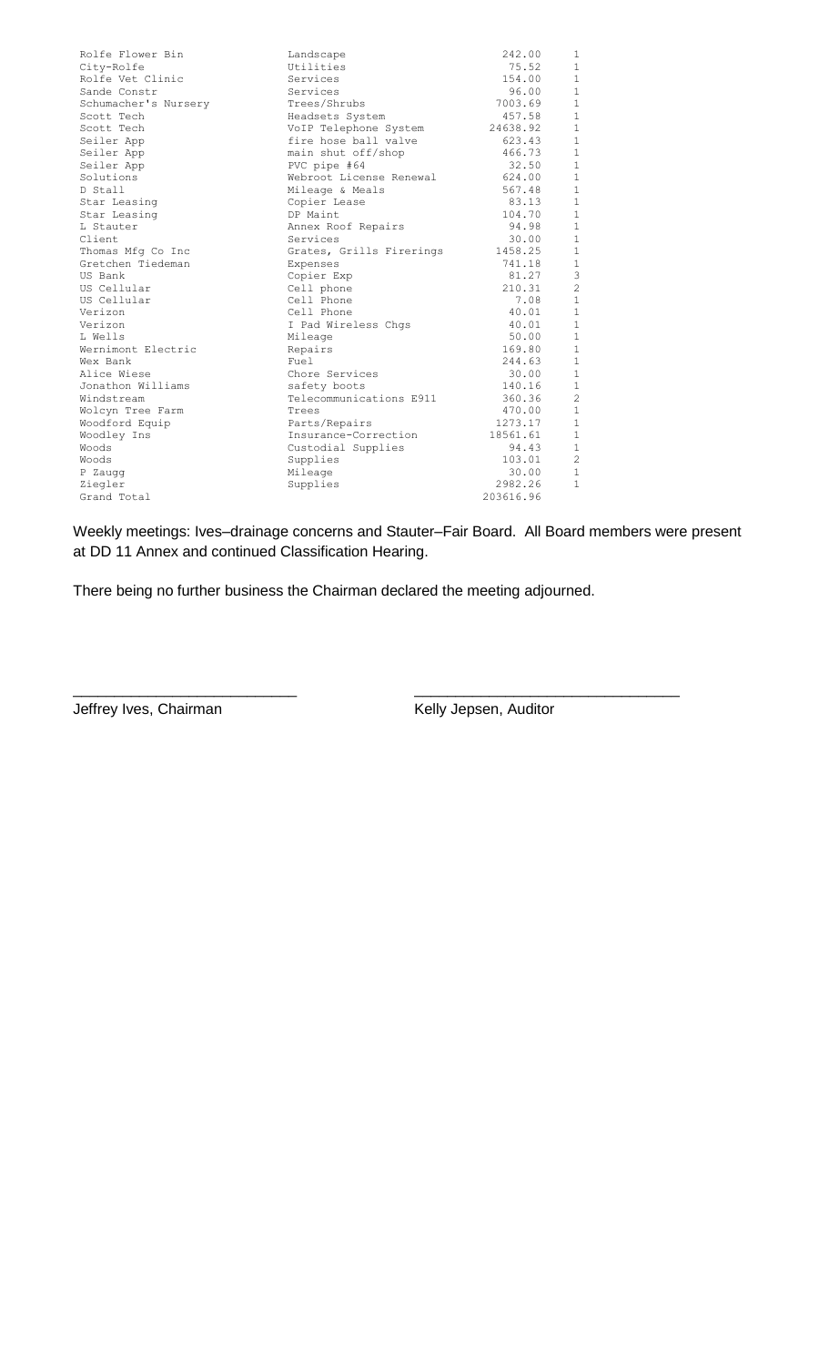| | | | |
|---|---|---|---|
| Rolfe Flower Bin | Landscape | 242.00 | 1 |
| City-Rolfe | Utilities | 75.52 | 1 |
| Rolfe Vet Clinic | Services | 154.00 | 1 |
| Sande Constr | Services | 96.00 | 1 |
| Schumacher's Nursery | Trees/Shrubs | 7003.69 | 1 |
| Scott Tech | Headsets System | 457.58 | 1 |
| Scott Tech | VoIP Telephone System | 24638.92 | 1 |
| Seiler App | fire hose ball valve | 623.43 | 1 |
| Seiler App | main shut off/shop | 466.73 | 1 |
| Seiler App | PVC pipe #64 | 32.50 | 1 |
| Solutions | Webroot License Renewal | 624.00 | 1 |
| D Stall | Mileage & Meals | 567.48 | 1 |
| Star Leasing | Copier Lease | 83.13 | 1 |
| Star Leasing | DP Maint | 104.70 | 1 |
| L Stauter | Annex Roof Repairs | 94.98 | 1 |
| Client | Services | 30.00 | 1 |
| Thomas Mfg Co Inc | Grates, Grills Firerings | 1458.25 | 1 |
| Gretchen Tiedeman | Expenses | 741.18 | 1 |
| US Bank | Copier Exp | 81.27 | 3 |
| US Cellular | Cell phone | 210.31 | 2 |
| US Cellular | Cell Phone | 7.08 | 1 |
| Verizon | Cell Phone | 40.01 | 1 |
| Verizon | I Pad Wireless Chgs | 40.01 | 1 |
| L Wells | Mileage | 50.00 | 1 |
| Wernimont Electric | Repairs | 169.80 | 1 |
| Wex Bank | Fuel | 244.63 | 1 |
| Alice Wiese | Chore Services | 30.00 | 1 |
| Jonathon Williams | safety boots | 140.16 | 1 |
| Windstream | Telecommunications E911 | 360.36 | 2 |
| Wolcyn Tree Farm | Trees | 470.00 | 1 |
| Woodford Equip | Parts/Repairs | 1273.17 | 1 |
| Woodley Ins | Insurance-Correction | 18561.61 | 1 |
| Woods | Custodial Supplies | 94.43 | 1 |
| Woods | Supplies | 103.01 | 2 |
| P Zaugg | Mileage | 30.00 | 1 |
| Ziegler | Supplies | 2982.26 | 1 |
| Grand Total | | 203616.96 | |

Weekly meetings: Ives–drainage concerns and Stauter–Fair Board. All Board members were present at DD 11 Annex and continued Classification Hearing.

There being no further business the Chairman declared the meeting adjourned.

\_\_\_\_\_\_\_\_\_\_\_\_\_\_\_\_\_\_\_\_\_\_\_\_\_\_\_ \_\_\_\_\_\_\_\_\_\_\_\_\_\_\_\_\_\_\_\_\_\_\_\_\_\_\_\_\_\_\_

Jeffrey Ives, Chairman Kelly Jepsen, Auditor